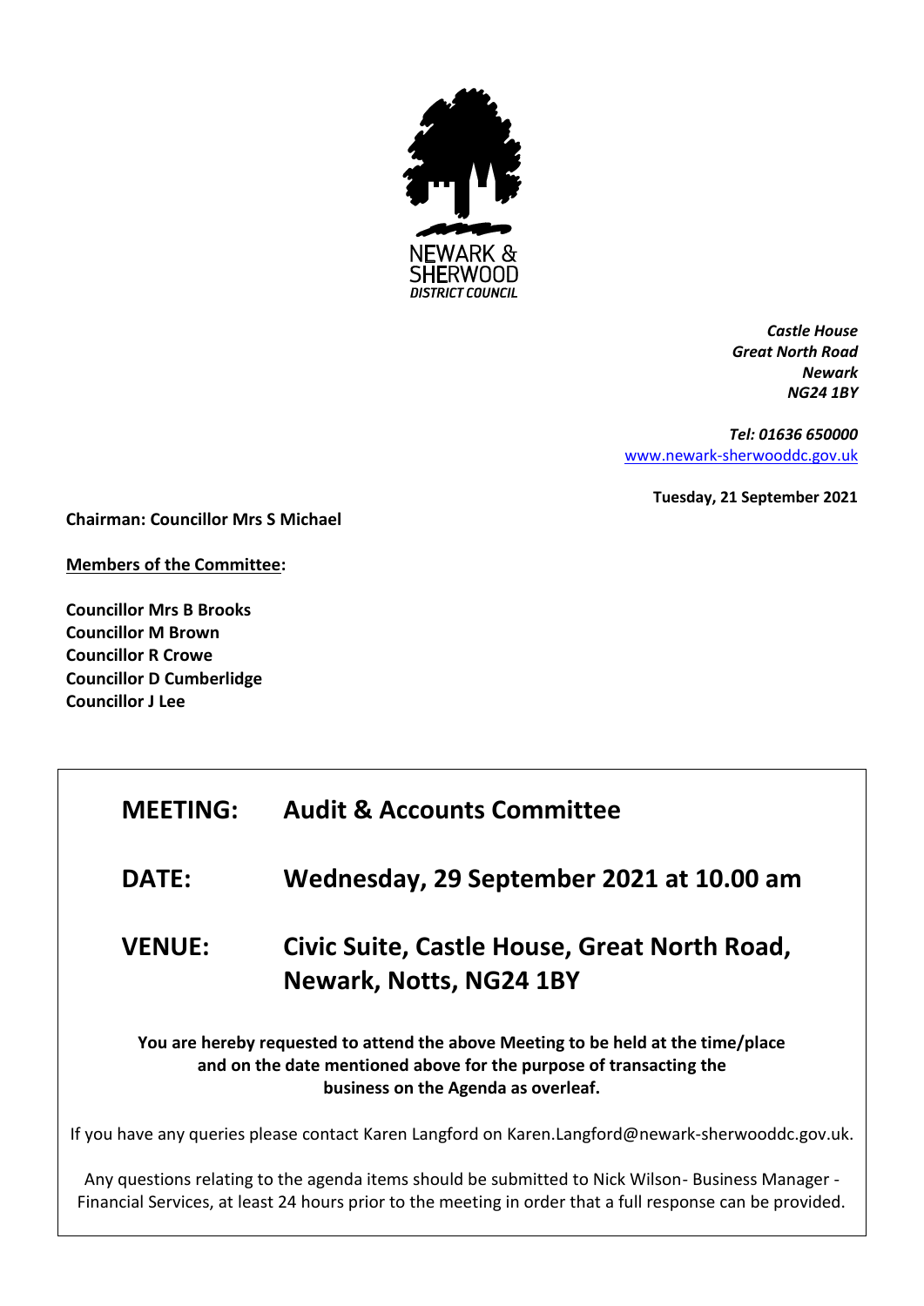NEWARK & SHERWOOD DISTRICT COUNCIL

*Castle House*
*Great North Road*
*Newark*
*NG24 1BY*

*Tel: 01636 650000*
[www.newark-sherwooddc.gov.uk](http://www.newark-sherwooddc.gov.uk)

**Tuesday, 21 September 2021**

**Chairman: Councillor Mrs S Michael**

**Members of the Committee:**

**Councillor Mrs B Brooks**
**Councillor M Brown**
**Councillor R Crowe**
**Councillor D Cumberlidge**
**Councillor J Lee**

| | |
|---|---|
| **MEETING:** | **Audit & Accounts Committee** |
| **DATE:** | **Wednesday, 29 September 2021 at 10.00 am** |
| **VENUE:** | **Civic Suite, Castle House, Great North Road, Newark, Notts, NG24 1BY** |

**You are hereby requested to attend the above Meeting to be held at the time/place and on the date mentioned above for the purpose of transacting the business on the Agenda as overleaf.**

If you have any queries please contact Karen Langford on Karen.Langford@newark-sherwooddc.gov.uk.

Any questions relating to the agenda items should be submitted to Nick Wilson- Business Manager - Financial Services, at least 24 hours prior to the meeting in order that a full response can be provided.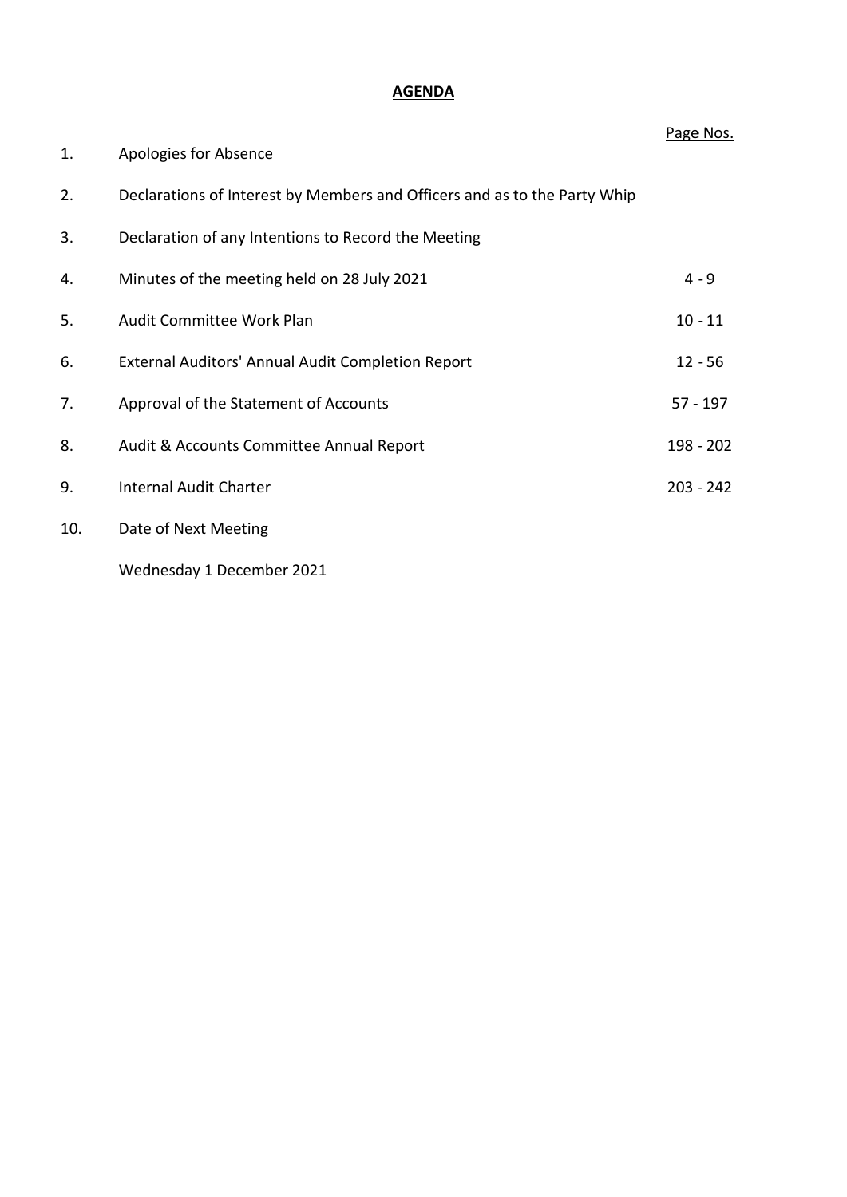# AGENDA

| | | |
|---|---|---|
| | | Page Nos. |
| 1. | Apologies for Absence | |
| 2. | Declarations of Interest by Members and Officers and as to the Party Whip | |
| 3. | Declaration of any Intentions to Record the Meeting | |
| 4. | Minutes of the meeting held on 28 July 2021 | 4 - 9 |
| 5. | Audit Committee Work Plan | 10 - 11 |
| 6. | External Auditors' Annual Audit Completion Report | 12 - 56 |
| 7. | Approval of the Statement of Accounts | 57 - 197 |
| 8. | Audit & Accounts Committee Annual Report | 198 - 202 |
| 9. | Internal Audit Charter | 203 - 242 |
| 10. | Date of Next Meeting | |
| | Wednesday 1 December 2021 | |